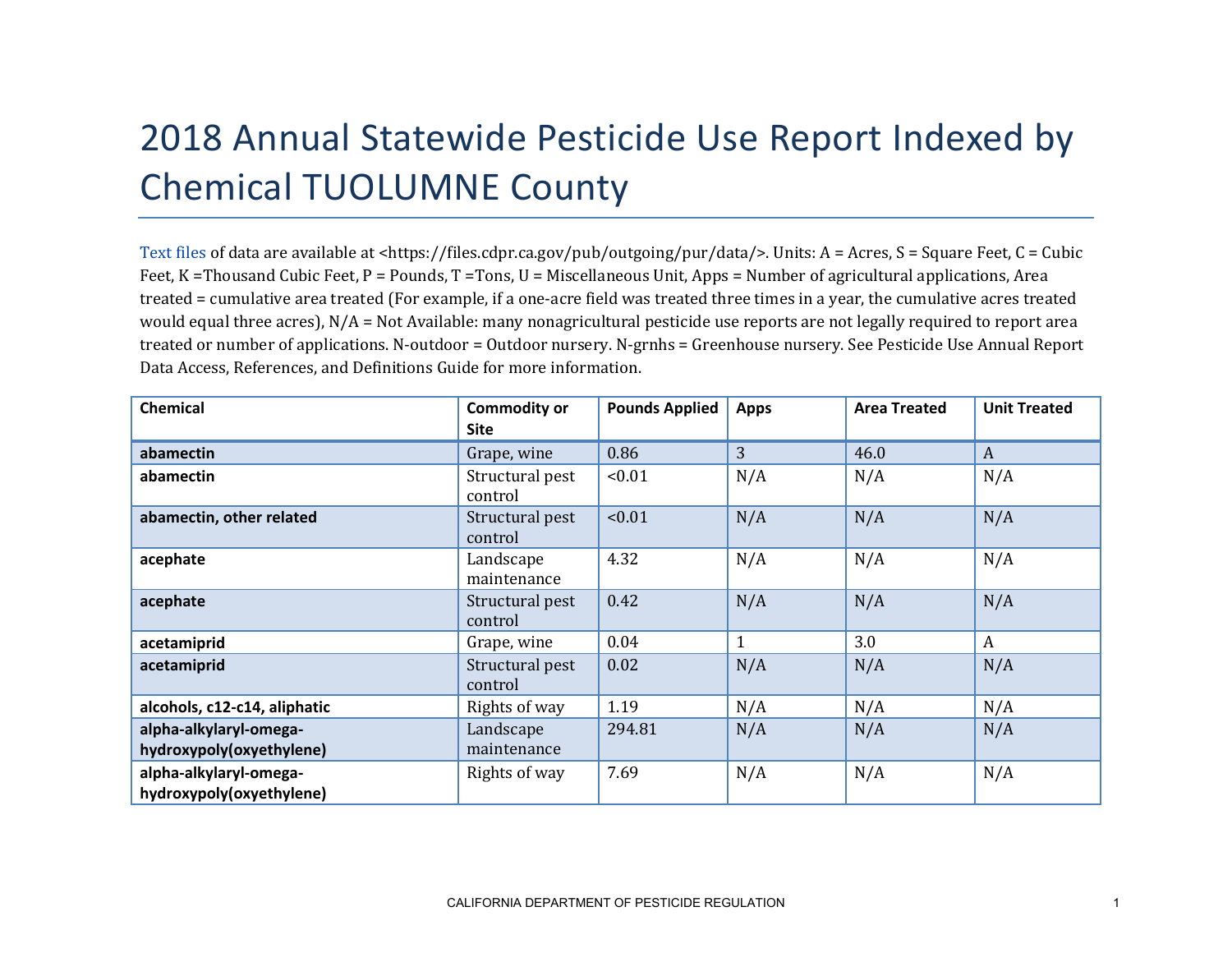# 2018 Annual Statewide Pesticide Use Report Indexed by Chemical TUOLUMNE County

Text files of data are available at <https://files.cdpr.ca.gov/pub/outgoing/pur/data/>. Units: A = Acres, S = Square Feet, C = Cubic Feet, K =Thousand Cubic Feet, P = Pounds, T =Tons, U = Miscellaneous Unit, Apps = Number of agricultural applications, Area treated = cumulative area treated (For example, if a one-acre field was treated three times in a year, the cumulative acres treated would equal three acres), N/A = Not Available: many nonagricultural pesticide use reports are not legally required to report area treated or number of applications. N-outdoor = Outdoor nursery. N-grnhs = Greenhouse nursery. See Pesticide Use Annual Report Data Access, References, and Definitions Guide for more information.

| Chemical | Commodity or Site | Pounds Applied | Apps | Area Treated | Unit Treated |
|---|---|---|---|---|---|
| **abamectin** | Grape, wine | 0.86 | 3 | 46.0 | A |
| **abamectin** | Structural pest control | <0.01 | N/A | N/A | N/A |
| **abamectin, other related** | Structural pest control | <0.01 | N/A | N/A | N/A |
| **acephate** | Landscape maintenance | 4.32 | N/A | N/A | N/A |
| **acephate** | Structural pest control | 0.42 | N/A | N/A | N/A |
| **acetamiprid** | Grape, wine | 0.04 | 1 | 3.0 | A |
| **acetamiprid** | Structural pest control | 0.02 | N/A | N/A | N/A |
| **alcohols, c12-c14, aliphatic** | Rights of way | 1.19 | N/A | N/A | N/A |
| **alpha-alkylaryl-omega-hydroxypoly(oxyethylene)** | Landscape maintenance | 294.81 | N/A | N/A | N/A |
| **alpha-alkylaryl-omega-hydroxypoly(oxyethylene)** | Rights of way | 7.69 | N/A | N/A | N/A |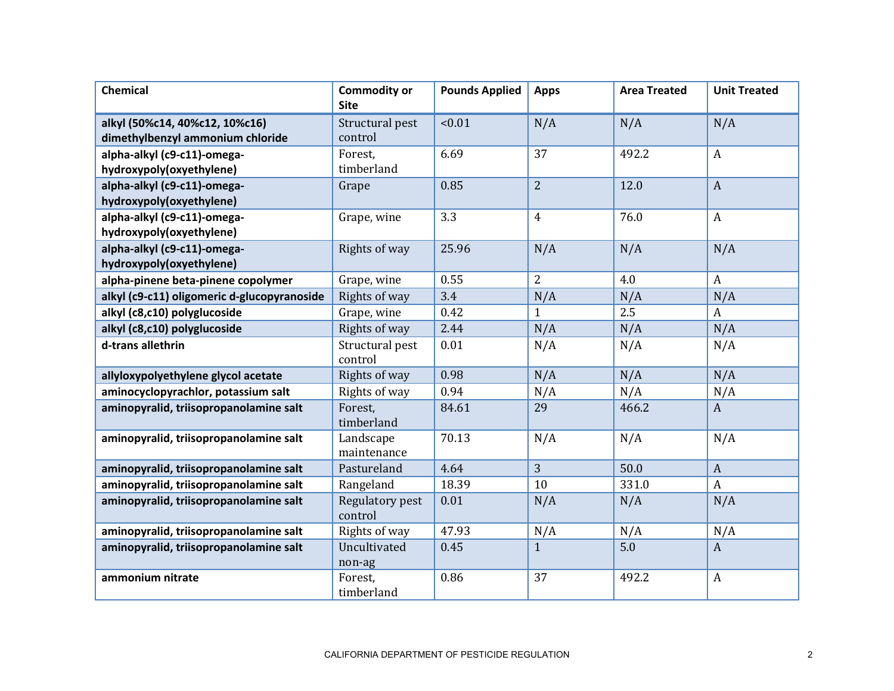| Chemical | Commodity or Site | Pounds Applied | Apps | Area Treated | Unit Treated |
|---|---|---|---|---|---|
| **alkyl (50%c14, 40%c12, 10%c16) dimethylbenzyl ammonium chloride** | Structural pest control | <0.01 | N/A | N/A | N/A |
| **alpha-alkyl (c9-c11)-omega-hydroxypoly(oxyethylene)** | Forest, timberland | 6.69 | 37 | 492.2 | A |
| **alpha-alkyl (c9-c11)-omega-hydroxypoly(oxyethylene)** | Grape | 0.85 | 2 | 12.0 | A |
| **alpha-alkyl (c9-c11)-omega-hydroxypoly(oxyethylene)** | Grape, wine | 3.3 | 4 | 76.0 | A |
| **alpha-alkyl (c9-c11)-omega-hydroxypoly(oxyethylene)** | Rights of way | 25.96 | N/A | N/A | N/A |
| **alpha-pinene beta-pinene copolymer** | Grape, wine | 0.55 | 2 | 4.0 | A |
| **alkyl (c9-c11) oligomeric d-glucopyranoside** | Rights of way | 3.4 | N/A | N/A | N/A |
| **alkyl (c8,c10) polyglucoside** | Grape, wine | 0.42 | 1 | 2.5 | A |
| **alkyl (c8,c10) polyglucoside** | Rights of way | 2.44 | N/A | N/A | N/A |
| **d-trans allethrin** | Structural pest control | 0.01 | N/A | N/A | N/A |
| **allyloxypolyethylene glycol acetate** | Rights of way | 0.98 | N/A | N/A | N/A |
| **aminocyclopyrachlor, potassium salt** | Rights of way | 0.94 | N/A | N/A | N/A |
| **aminopyralid, triisopropanolamine salt** | Forest, timberland | 84.61 | 29 | 466.2 | A |
| **aminopyralid, triisopropanolamine salt** | Landscape maintenance | 70.13 | N/A | N/A | N/A |
| **aminopyralid, triisopropanolamine salt** | Pastureland | 4.64 | 3 | 50.0 | A |
| **aminopyralid, triisopropanolamine salt** | Rangeland | 18.39 | 10 | 331.0 | A |
| **aminopyralid, triisopropanolamine salt** | Regulatory pest control | 0.01 | N/A | N/A | N/A |
| **aminopyralid, triisopropanolamine salt** | Rights of way | 47.93 | N/A | N/A | N/A |
| **aminopyralid, triisopropanolamine salt** | Uncultivated non-ag | 0.45 | 1 | 5.0 | A |
| **ammonium nitrate** | Forest, timberland | 0.86 | 37 | 492.2 | A |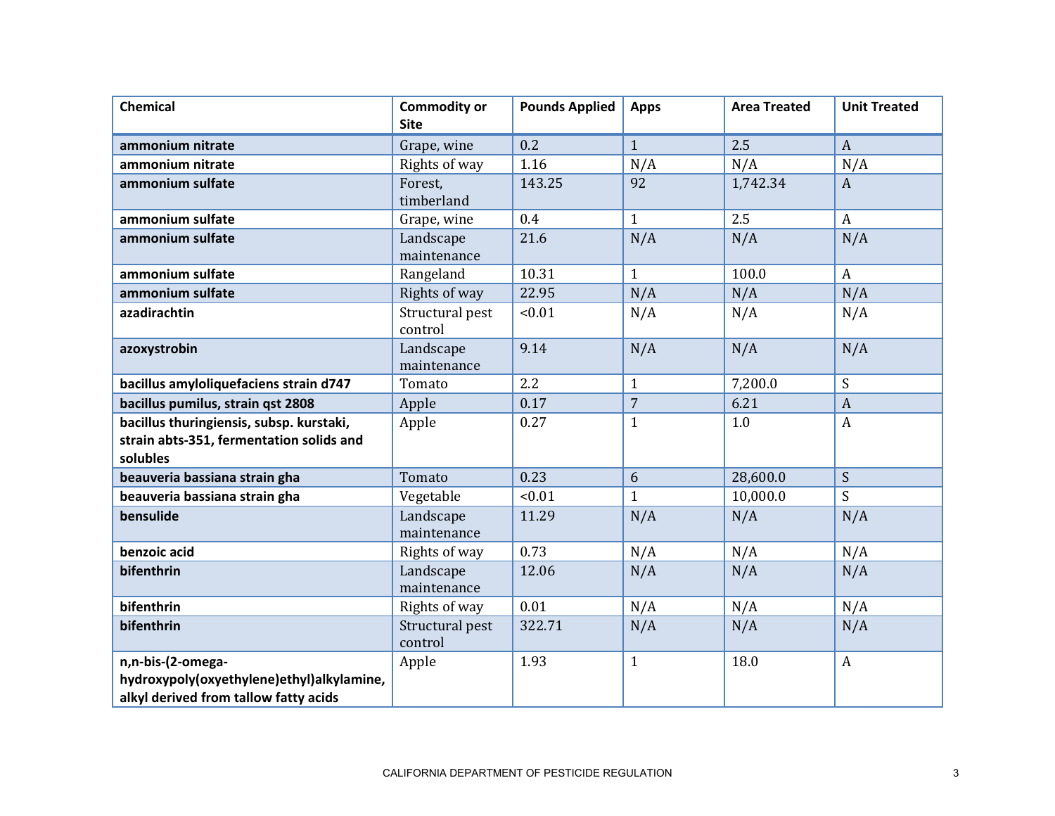| Chemical | Commodity or Site | Pounds Applied | Apps | Area Treated | Unit Treated |
|---|---|---|---|---|---|
| **ammonium nitrate** | Grape, wine | 0.2 | 1 | 2.5 | A |
| **ammonium nitrate** | Rights of way | 1.16 | N/A | N/A | N/A |
| **ammonium sulfate** | Forest, timberland | 143.25 | 92 | 1,742.34 | A |
| **ammonium sulfate** | Grape, wine | 0.4 | 1 | 2.5 | A |
| **ammonium sulfate** | Landscape maintenance | 21.6 | N/A | N/A | N/A |
| **ammonium sulfate** | Rangeland | 10.31 | 1 | 100.0 | A |
| **ammonium sulfate** | Rights of way | 22.95 | N/A | N/A | N/A |
| **azadirachtin** | Structural pest control | <0.01 | N/A | N/A | N/A |
| **azoxystrobin** | Landscape maintenance | 9.14 | N/A | N/A | N/A |
| **bacillus amyloliquefaciens strain d747** | Tomato | 2.2 | 1 | 7,200.0 | S |
| **bacillus pumilus, strain qst 2808** | Apple | 0.17 | 7 | 6.21 | A |
| **bacillus thuringiensis, subsp. kurstaki, strain abts-351, fermentation solids and solubles** | Apple | 0.27 | 1 | 1.0 | A |
| **beauveria bassiana strain gha** | Tomato | 0.23 | 6 | 28,600.0 | S |
| **beauveria bassiana strain gha** | Vegetable | <0.01 | 1 | 10,000.0 | S |
| **bensulide** | Landscape maintenance | 11.29 | N/A | N/A | N/A |
| **benzoic acid** | Rights of way | 0.73 | N/A | N/A | N/A |
| **bifenthrin** | Landscape maintenance | 12.06 | N/A | N/A | N/A |
| **bifenthrin** | Rights of way | 0.01 | N/A | N/A | N/A |
| **bifenthrin** | Structural pest control | 322.71 | N/A | N/A | N/A |
| **n,n-bis-(2-omega-hydroxypoly(oxyethylene)ethyl)alkylamine, alkyl derived from tallow fatty acids** | Apple | 1.93 | 1 | 18.0 | A |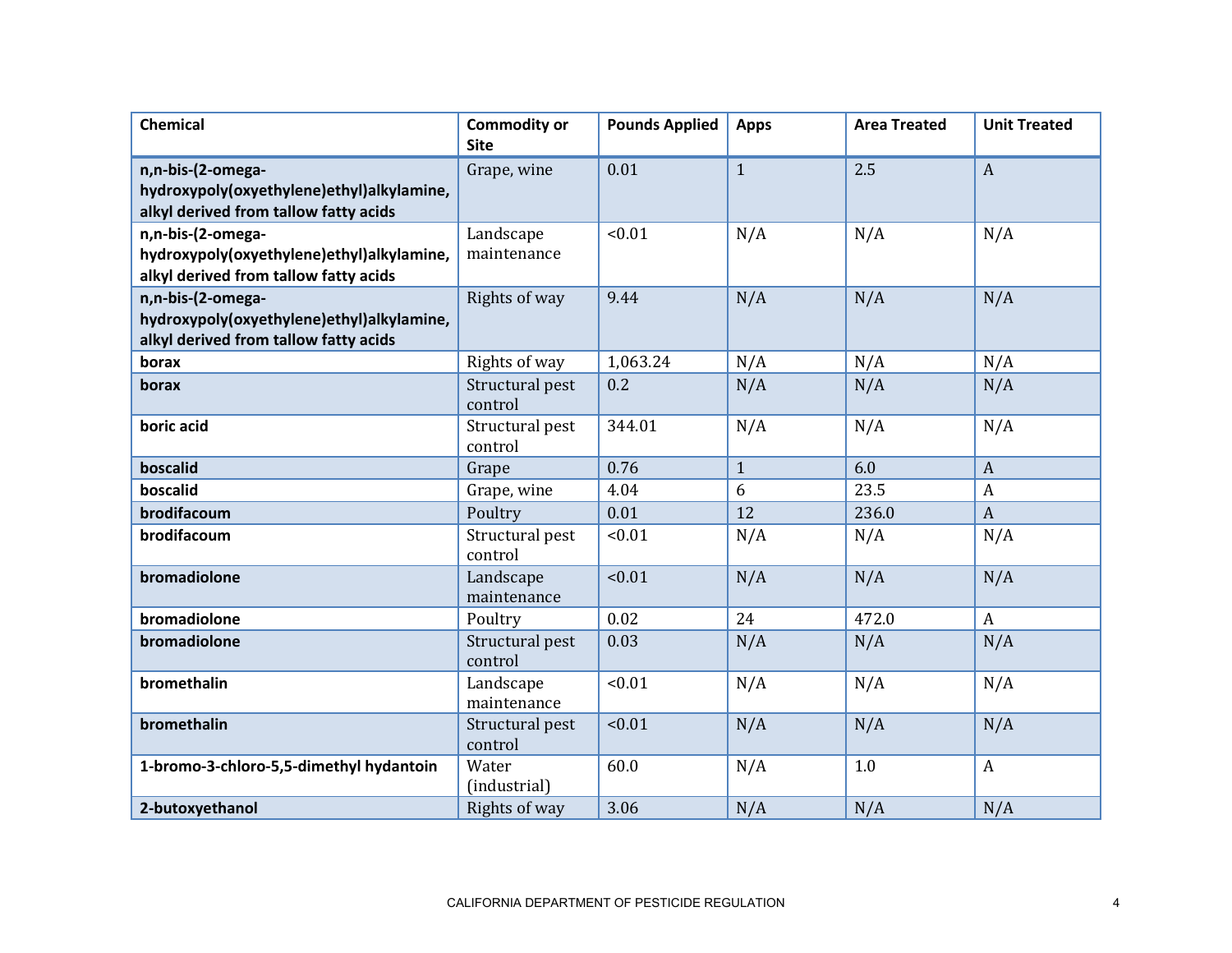| Chemical | Commodity or Site | Pounds Applied | Apps | Area Treated | Unit Treated |
|---|---|---|---|---|---|
| **n,n-bis-(2-omega-hydroxypoly(oxyethylene)ethyl)alkylamine, alkyl derived from tallow fatty acids** | Grape, wine | 0.01 | 1 | 2.5 | A |
| **n,n-bis-(2-omega-hydroxypoly(oxyethylene)ethyl)alkylamine, alkyl derived from tallow fatty acids** | Landscape maintenance | <0.01 | N/A | N/A | N/A |
| **n,n-bis-(2-omega-hydroxypoly(oxyethylene)ethyl)alkylamine, alkyl derived from tallow fatty acids** | Rights of way | 9.44 | N/A | N/A | N/A |
| **borax** | Rights of way | 1,063.24 | N/A | N/A | N/A |
| **borax** | Structural pest control | 0.2 | N/A | N/A | N/A |
| **boric acid** | Structural pest control | 344.01 | N/A | N/A | N/A |
| **boscalid** | Grape | 0.76 | 1 | 6.0 | A |
| **boscalid** | Grape, wine | 4.04 | 6 | 23.5 | A |
| **brodifacoum** | Poultry | 0.01 | 12 | 236.0 | A |
| **brodifacoum** | Structural pest control | <0.01 | N/A | N/A | N/A |
| **bromadiolone** | Landscape maintenance | <0.01 | N/A | N/A | N/A |
| **bromadiolone** | Poultry | 0.02 | 24 | 472.0 | A |
| **bromadiolone** | Structural pest control | 0.03 | N/A | N/A | N/A |
| **bromethalin** | Landscape maintenance | <0.01 | N/A | N/A | N/A |
| **bromethalin** | Structural pest control | <0.01 | N/A | N/A | N/A |
| **1-bromo-3-chloro-5,5-dimethyl hydantoin** | Water (industrial) | 60.0 | N/A | 1.0 | A |
| **2-butoxyethanol** | Rights of way | 3.06 | N/A | N/A | N/A |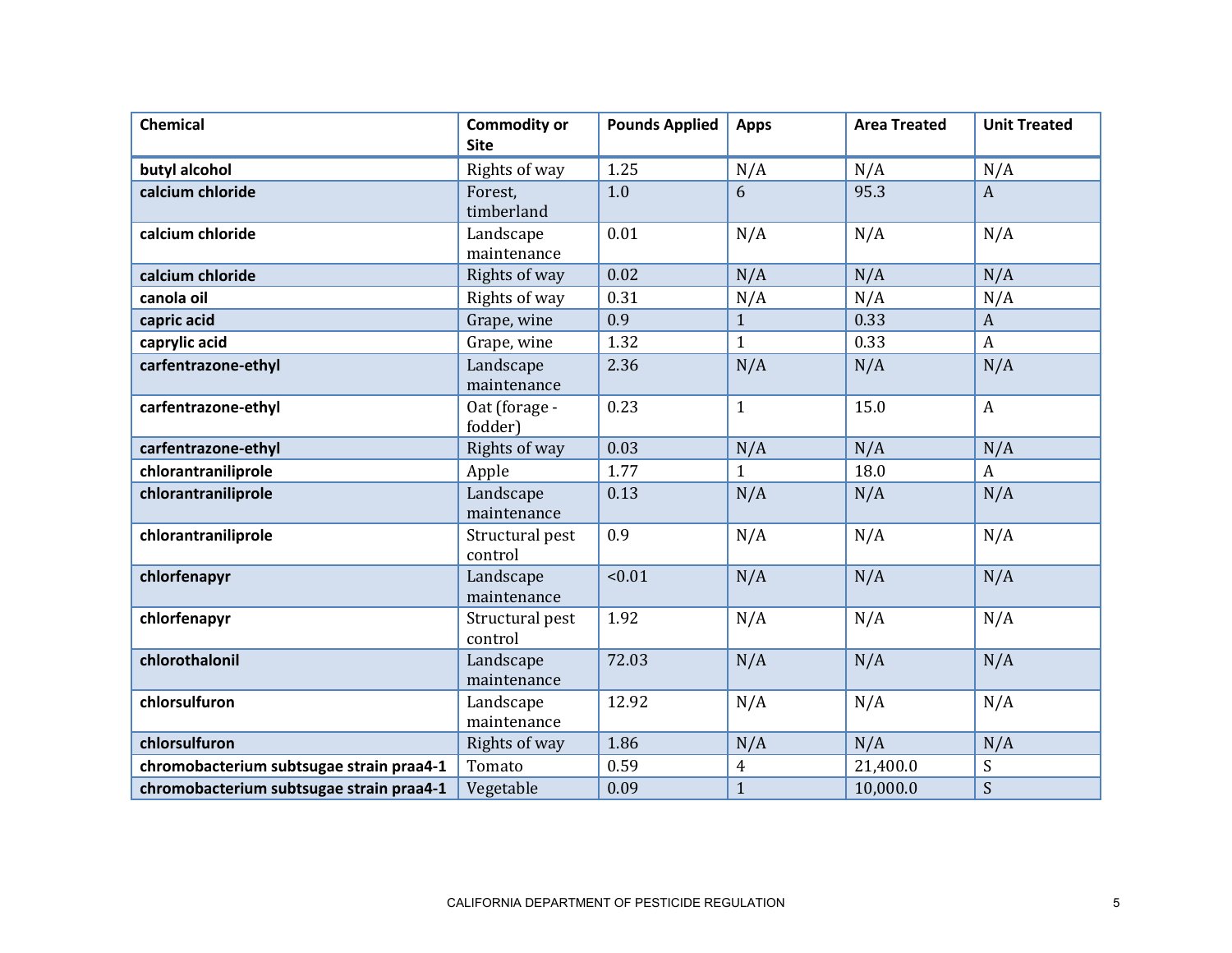| Chemical | Commodity or Site | Pounds Applied | Apps | Area Treated | Unit Treated |
|---|---|---|---|---|---|
| **butyl alcohol** | Rights of way | 1.25 | N/A | N/A | N/A |
| **calcium chloride** | Forest, timberland | 1.0 | 6 | 95.3 | A |
| **calcium chloride** | Landscape maintenance | 0.01 | N/A | N/A | N/A |
| **calcium chloride** | Rights of way | 0.02 | N/A | N/A | N/A |
| **canola oil** | Rights of way | 0.31 | N/A | N/A | N/A |
| **capric acid** | Grape, wine | 0.9 | 1 | 0.33 | A |
| **caprylic acid** | Grape, wine | 1.32 | 1 | 0.33 | A |
| **carfentrazone-ethyl** | Landscape maintenance | 2.36 | N/A | N/A | N/A |
| **carfentrazone-ethyl** | Oat (forage - fodder) | 0.23 | 1 | 15.0 | A |
| **carfentrazone-ethyl** | Rights of way | 0.03 | N/A | N/A | N/A |
| **chlorantraniliprole** | Apple | 1.77 | 1 | 18.0 | A |
| **chlorantraniliprole** | Landscape maintenance | 0.13 | N/A | N/A | N/A |
| **chlorantraniliprole** | Structural pest control | 0.9 | N/A | N/A | N/A |
| **chlorfenapyr** | Landscape maintenance | <0.01 | N/A | N/A | N/A |
| **chlorfenapyr** | Structural pest control | 1.92 | N/A | N/A | N/A |
| **chlorothalonil** | Landscape maintenance | 72.03 | N/A | N/A | N/A |
| **chlorsulfuron** | Landscape maintenance | 12.92 | N/A | N/A | N/A |
| **chlorsulfuron** | Rights of way | 1.86 | N/A | N/A | N/A |
| **chromobacterium subtsugae strain praa4-1** | Tomato | 0.59 | 4 | 21,400.0 | S |
| **chromobacterium subtsugae strain praa4-1** | Vegetable | 0.09 | 1 | 10,000.0 | S |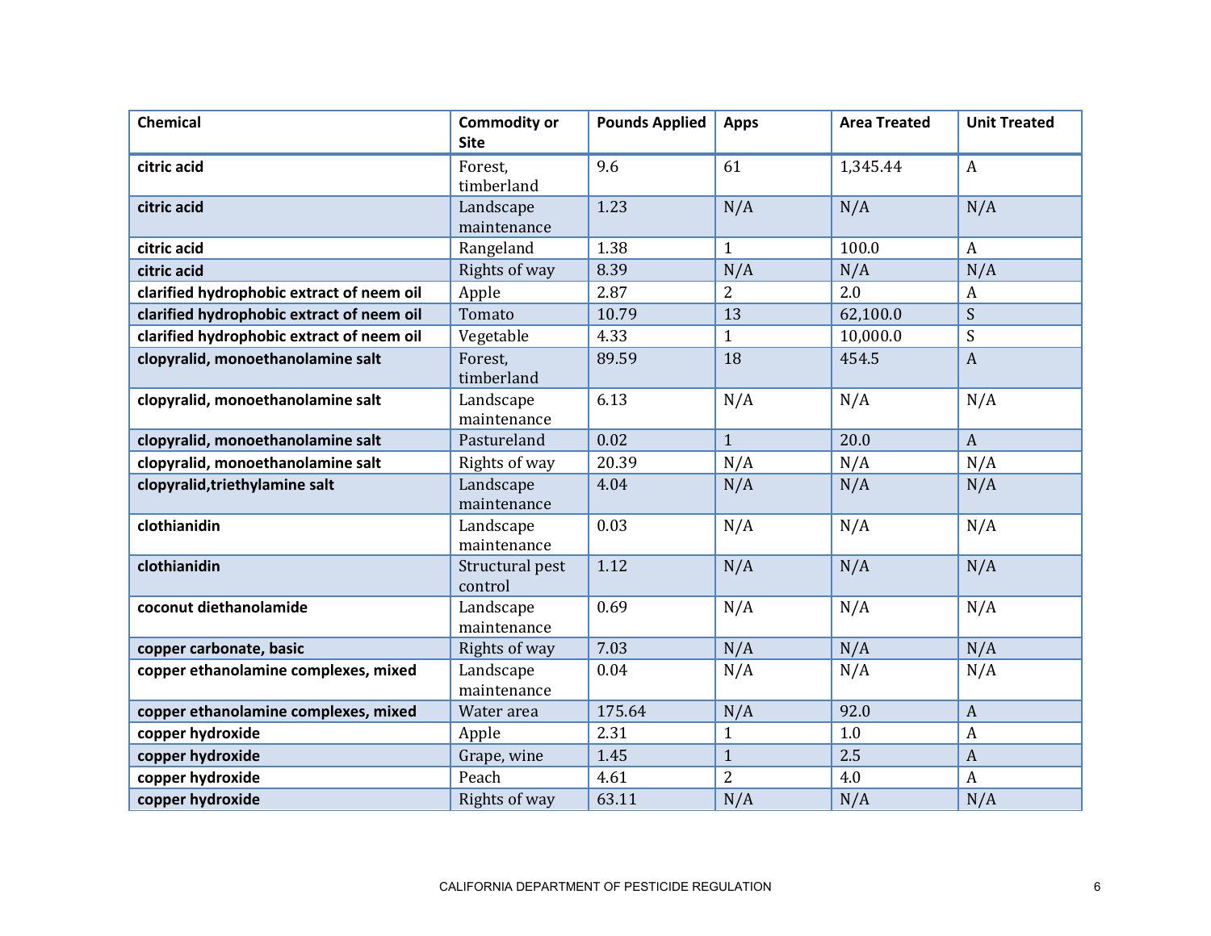| Chemical | Commodity or Site | Pounds Applied | Apps | Area Treated | Unit Treated |
|---|---|---|---|---|---|
| **citric acid** | Forest, timberland | 9.6 | 61 | 1,345.44 | A |
| **citric acid** | Landscape maintenance | 1.23 | N/A | N/A | N/A |
| **citric acid** | Rangeland | 1.38 | 1 | 100.0 | A |
| **citric acid** | Rights of way | 8.39 | N/A | N/A | N/A |
| **clarified hydrophobic extract of neem oil** | Apple | 2.87 | 2 | 2.0 | A |
| **clarified hydrophobic extract of neem oil** | Tomato | 10.79 | 13 | 62,100.0 | S |
| **clarified hydrophobic extract of neem oil** | Vegetable | 4.33 | 1 | 10,000.0 | S |
| **clopyralid, monoethanolamine salt** | Forest, timberland | 89.59 | 18 | 454.5 | A |
| **clopyralid, monoethanolamine salt** | Landscape maintenance | 6.13 | N/A | N/A | N/A |
| **clopyralid, monoethanolamine salt** | Pastureland | 0.02 | 1 | 20.0 | A |
| **clopyralid, monoethanolamine salt** | Rights of way | 20.39 | N/A | N/A | N/A |
| **clopyralid,triethylamine salt** | Landscape maintenance | 4.04 | N/A | N/A | N/A |
| **clothianidin** | Landscape maintenance | 0.03 | N/A | N/A | N/A |
| **clothianidin** | Structural pest control | 1.12 | N/A | N/A | N/A |
| **coconut diethanolamide** | Landscape maintenance | 0.69 | N/A | N/A | N/A |
| **copper carbonate, basic** | Rights of way | 7.03 | N/A | N/A | N/A |
| **copper ethanolamine complexes, mixed** | Landscape maintenance | 0.04 | N/A | N/A | N/A |
| **copper ethanolamine complexes, mixed** | Water area | 175.64 | N/A | 92.0 | A |
| **copper hydroxide** | Apple | 2.31 | 1 | 1.0 | A |
| **copper hydroxide** | Grape, wine | 1.45 | 1 | 2.5 | A |
| **copper hydroxide** | Peach | 4.61 | 2 | 4.0 | A |
| **copper hydroxide** | Rights of way | 63.11 | N/A | N/A | N/A |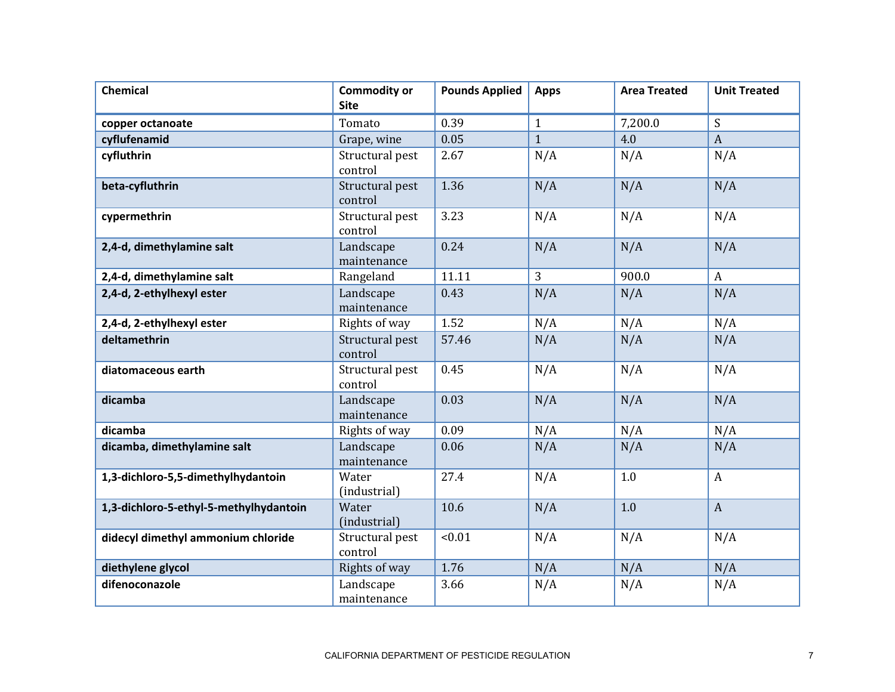| Chemical | Commodity or Site | Pounds Applied | Apps | Area Treated | Unit Treated |
|---|---|---|---|---|---|
| **copper octanoate** | Tomato | 0.39 | 1 | 7,200.0 | S |
| **cyflufenamid** | Grape, wine | 0.05 | 1 | 4.0 | A |
| **cyfluthrin** | Structural pest control | 2.67 | N/A | N/A | N/A |
| **beta-cyfluthrin** | Structural pest control | 1.36 | N/A | N/A | N/A |
| **cypermethrin** | Structural pest control | 3.23 | N/A | N/A | N/A |
| **2,4-d, dimethylamine salt** | Landscape maintenance | 0.24 | N/A | N/A | N/A |
| **2,4-d, dimethylamine salt** | Rangeland | 11.11 | 3 | 900.0 | A |
| **2,4-d, 2-ethylhexyl ester** | Landscape maintenance | 0.43 | N/A | N/A | N/A |
| **2,4-d, 2-ethylhexyl ester** | Rights of way | 1.52 | N/A | N/A | N/A |
| **deltamethrin** | Structural pest control | 57.46 | N/A | N/A | N/A |
| **diatomaceous earth** | Structural pest control | 0.45 | N/A | N/A | N/A |
| **dicamba** | Landscape maintenance | 0.03 | N/A | N/A | N/A |
| **dicamba** | Rights of way | 0.09 | N/A | N/A | N/A |
| **dicamba, dimethylamine salt** | Landscape maintenance | 0.06 | N/A | N/A | N/A |
| **1,3-dichloro-5,5-dimethylhydantoin** | Water (industrial) | 27.4 | N/A | 1.0 | A |
| **1,3-dichloro-5-ethyl-5-methylhydantoin** | Water (industrial) | 10.6 | N/A | 1.0 | A |
| **didecyl dimethyl ammonium chloride** | Structural pest control | <0.01 | N/A | N/A | N/A |
| **diethylene glycol** | Rights of way | 1.76 | N/A | N/A | N/A |
| **difenoconazole** | Landscape maintenance | 3.66 | N/A | N/A | N/A |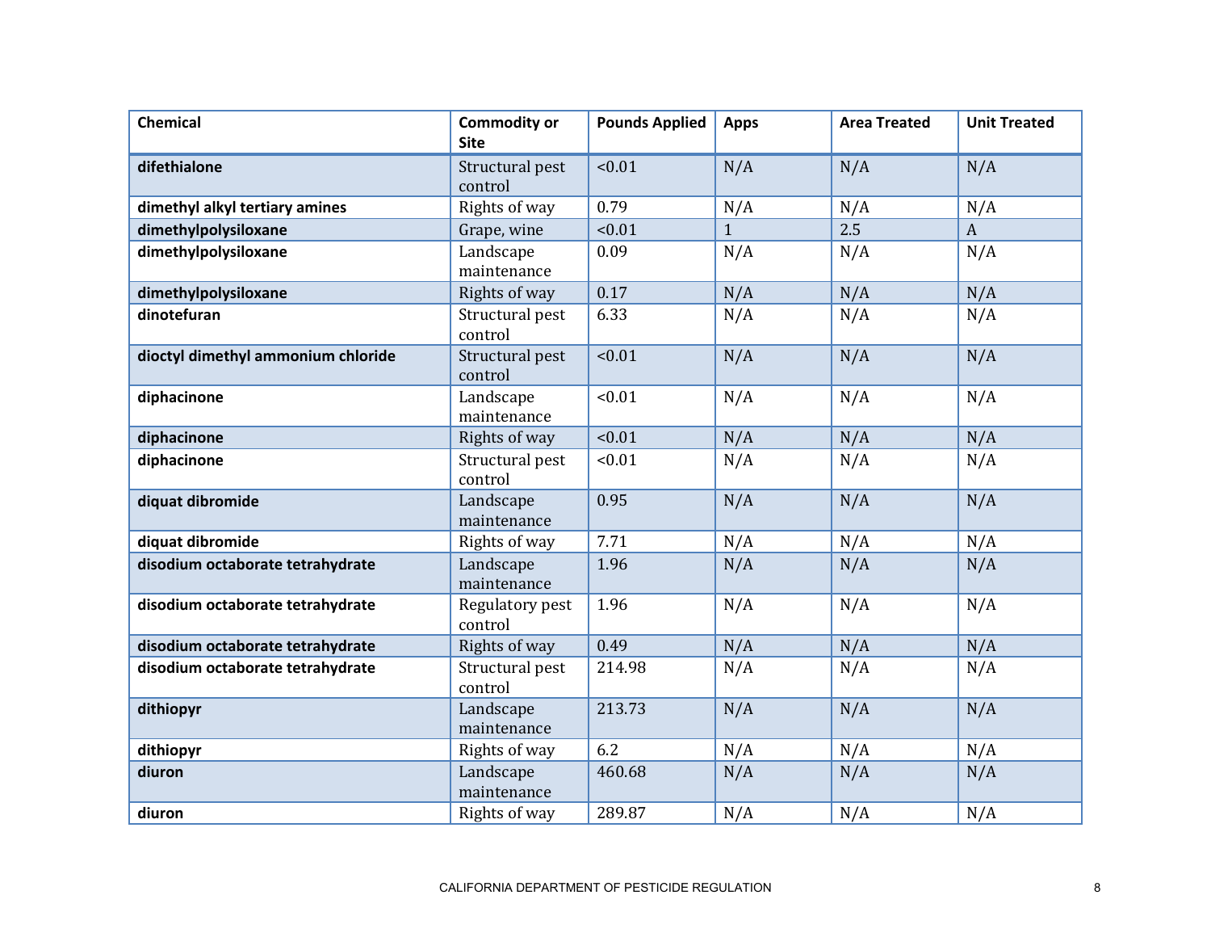| Chemical | Commodity or Site | Pounds Applied | Apps | Area Treated | Unit Treated |
|---|---|---|---|---|---|
| **difethialone** | Structural pest control | <0.01 | N/A | N/A | N/A |
| **dimethyl alkyl tertiary amines** | Rights of way | 0.79 | N/A | N/A | N/A |
| **dimethylpolysiloxane** | Grape, wine | <0.01 | 1 | 2.5 | A |
| **dimethylpolysiloxane** | Landscape maintenance | 0.09 | N/A | N/A | N/A |
| **dimethylpolysiloxane** | Rights of way | 0.17 | N/A | N/A | N/A |
| **dinotefuran** | Structural pest control | 6.33 | N/A | N/A | N/A |
| **dioctyl dimethyl ammonium chloride** | Structural pest control | <0.01 | N/A | N/A | N/A |
| **diphacinone** | Landscape maintenance | <0.01 | N/A | N/A | N/A |
| **diphacinone** | Rights of way | <0.01 | N/A | N/A | N/A |
| **diphacinone** | Structural pest control | <0.01 | N/A | N/A | N/A |
| **diquat dibromide** | Landscape maintenance | 0.95 | N/A | N/A | N/A |
| **diquat dibromide** | Rights of way | 7.71 | N/A | N/A | N/A |
| **disodium octaborate tetrahydrate** | Landscape maintenance | 1.96 | N/A | N/A | N/A |
| **disodium octaborate tetrahydrate** | Regulatory pest control | 1.96 | N/A | N/A | N/A |
| **disodium octaborate tetrahydrate** | Rights of way | 0.49 | N/A | N/A | N/A |
| **disodium octaborate tetrahydrate** | Structural pest control | 214.98 | N/A | N/A | N/A |
| **dithiopyr** | Landscape maintenance | 213.73 | N/A | N/A | N/A |
| **dithiopyr** | Rights of way | 6.2 | N/A | N/A | N/A |
| **diuron** | Landscape maintenance | 460.68 | N/A | N/A | N/A |
| **diuron** | Rights of way | 289.87 | N/A | N/A | N/A |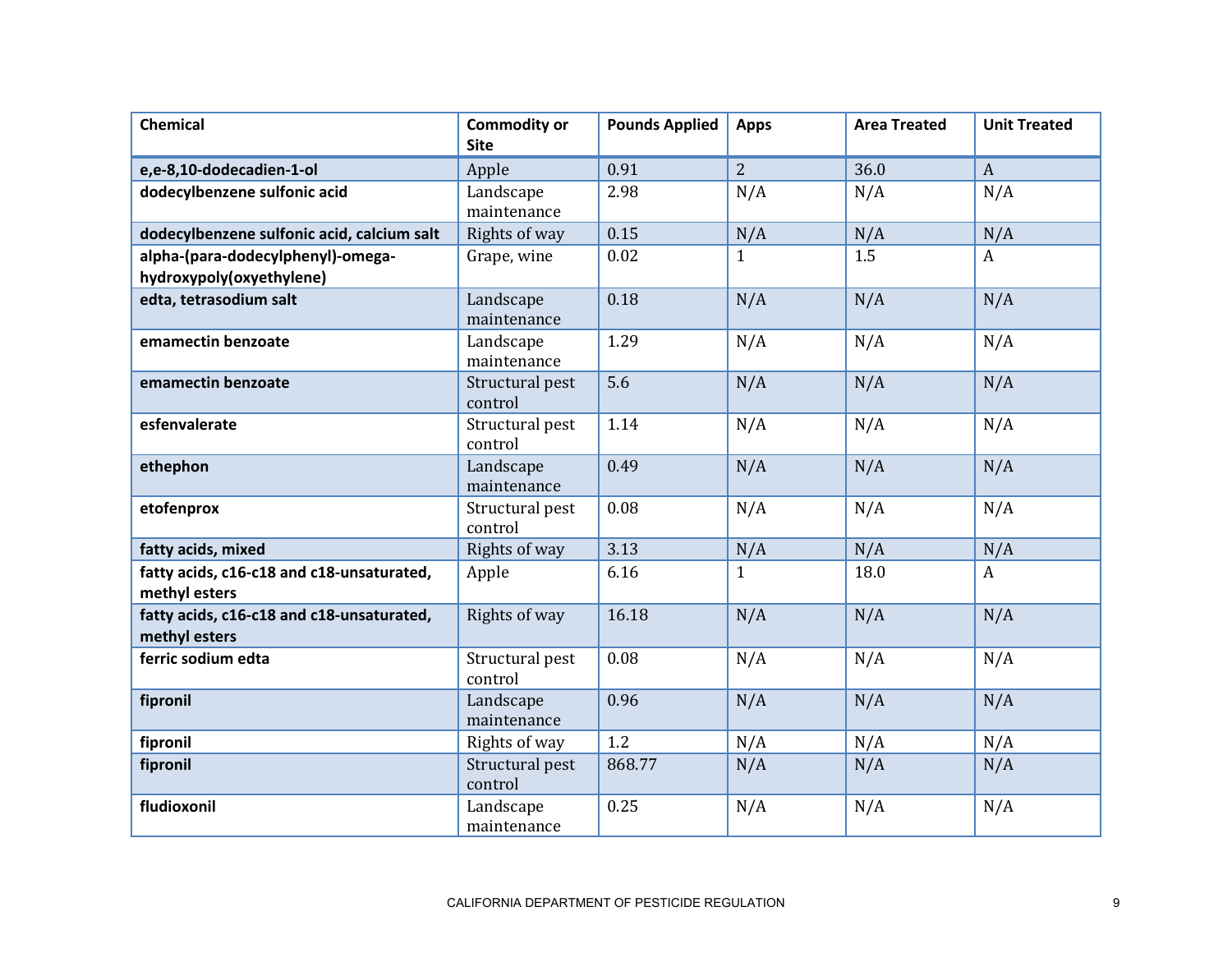| Chemical | Commodity or Site | Pounds Applied | Apps | Area Treated | Unit Treated |
|---|---|---|---|---|---|
| **e,e-8,10-dodecadien-1-ol** | Apple | 0.91 | 2 | 36.0 | A |
| **dodecylbenzene sulfonic acid** | Landscape maintenance | 2.98 | N/A | N/A | N/A |
| **dodecylbenzene sulfonic acid, calcium salt** | Rights of way | 0.15 | N/A | N/A | N/A |
| **alpha-(para-dodecylphenyl)-omega-hydroxypoly(oxyethylene)** | Grape, wine | 0.02 | 1 | 1.5 | A |
| **edta, tetrasodium salt** | Landscape maintenance | 0.18 | N/A | N/A | N/A |
| **emamectin benzoate** | Landscape maintenance | 1.29 | N/A | N/A | N/A |
| **emamectin benzoate** | Structural pest control | 5.6 | N/A | N/A | N/A |
| **esfenvalerate** | Structural pest control | 1.14 | N/A | N/A | N/A |
| **ethephon** | Landscape maintenance | 0.49 | N/A | N/A | N/A |
| **etofenprox** | Structural pest control | 0.08 | N/A | N/A | N/A |
| **fatty acids, mixed** | Rights of way | 3.13 | N/A | N/A | N/A |
| **fatty acids, c16-c18 and c18-unsaturated, methyl esters** | Apple | 6.16 | 1 | 18.0 | A |
| **fatty acids, c16-c18 and c18-unsaturated, methyl esters** | Rights of way | 16.18 | N/A | N/A | N/A |
| **ferric sodium edta** | Structural pest control | 0.08 | N/A | N/A | N/A |
| **fipronil** | Landscape maintenance | 0.96 | N/A | N/A | N/A |
| **fipronil** | Rights of way | 1.2 | N/A | N/A | N/A |
| **fipronil** | Structural pest control | 868.77 | N/A | N/A | N/A |
| **fludioxonil** | Landscape maintenance | 0.25 | N/A | N/A | N/A |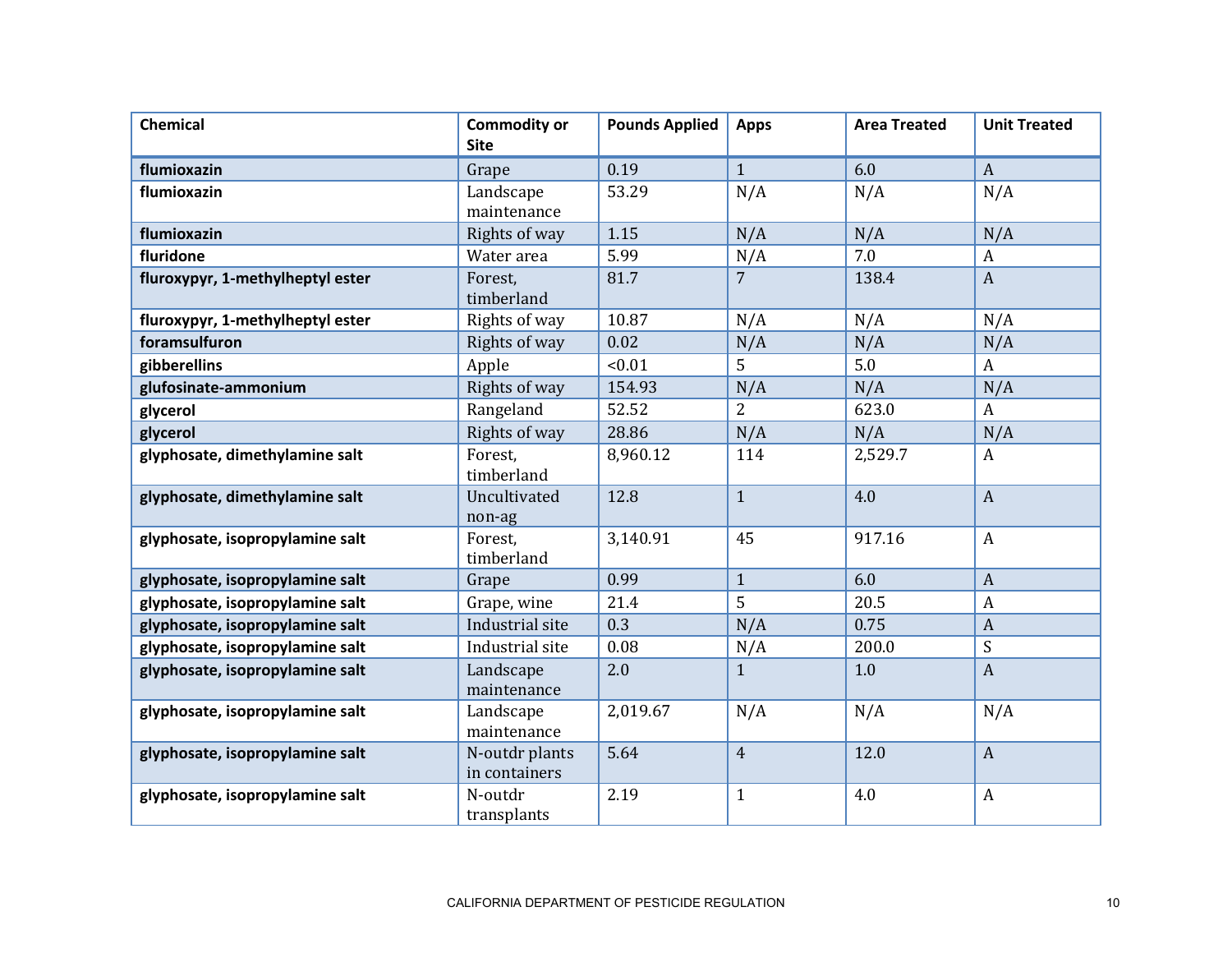| Chemical | Commodity or Site | Pounds Applied | Apps | Area Treated | Unit Treated |
|---|---|---|---|---|---|
| **flumioxazin** | Grape | 0.19 | 1 | 6.0 | A |
| **flumioxazin** | Landscape maintenance | 53.29 | N/A | N/A | N/A |
| **flumioxazin** | Rights of way | 1.15 | N/A | N/A | N/A |
| **fluridone** | Water area | 5.99 | N/A | 7.0 | A |
| **fluroxypyr, 1-methylheptyl ester** | Forest, timberland | 81.7 | 7 | 138.4 | A |
| **fluroxypyr, 1-methylheptyl ester** | Rights of way | 10.87 | N/A | N/A | N/A |
| **foramsulfuron** | Rights of way | 0.02 | N/A | N/A | N/A |
| **gibberellins** | Apple | <0.01 | 5 | 5.0 | A |
| **glufosinate-ammonium** | Rights of way | 154.93 | N/A | N/A | N/A |
| **glycerol** | Rangeland | 52.52 | 2 | 623.0 | A |
| **glycerol** | Rights of way | 28.86 | N/A | N/A | N/A |
| **glyphosate, dimethylamine salt** | Forest, timberland | 8,960.12 | 114 | 2,529.7 | A |
| **glyphosate, dimethylamine salt** | Uncultivated non-ag | 12.8 | 1 | 4.0 | A |
| **glyphosate, isopropylamine salt** | Forest, timberland | 3,140.91 | 45 | 917.16 | A |
| **glyphosate, isopropylamine salt** | Grape | 0.99 | 1 | 6.0 | A |
| **glyphosate, isopropylamine salt** | Grape, wine | 21.4 | 5 | 20.5 | A |
| **glyphosate, isopropylamine salt** | Industrial site | 0.3 | N/A | 0.75 | A |
| **glyphosate, isopropylamine salt** | Industrial site | 0.08 | N/A | 200.0 | S |
| **glyphosate, isopropylamine salt** | Landscape maintenance | 2.0 | 1 | 1.0 | A |
| **glyphosate, isopropylamine salt** | Landscape maintenance | 2,019.67 | N/A | N/A | N/A |
| **glyphosate, isopropylamine salt** | N-outdr plants in containers | 5.64 | 4 | 12.0 | A |
| **glyphosate, isopropylamine salt** | N-outdr transplants | 2.19 | 1 | 4.0 | A |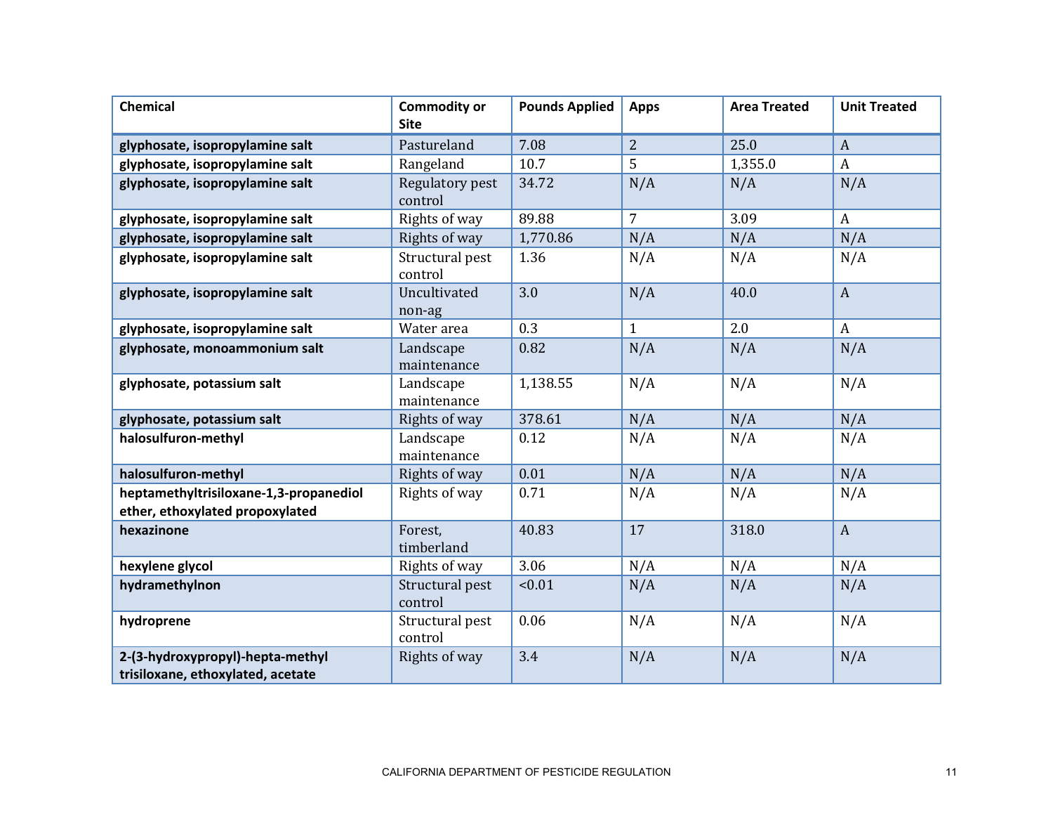| Chemical | Commodity or Site | Pounds Applied | Apps | Area Treated | Unit Treated |
|---|---|---|---|---|---|
| **glyphosate, isopropylamine salt** | Pastureland | 7.08 | 2 | 25.0 | A |
| **glyphosate, isopropylamine salt** | Rangeland | 10.7 | 5 | 1,355.0 | A |
| **glyphosate, isopropylamine salt** | Regulatory pest control | 34.72 | N/A | N/A | N/A |
| **glyphosate, isopropylamine salt** | Rights of way | 89.88 | 7 | 3.09 | A |
| **glyphosate, isopropylamine salt** | Rights of way | 1,770.86 | N/A | N/A | N/A |
| **glyphosate, isopropylamine salt** | Structural pest control | 1.36 | N/A | N/A | N/A |
| **glyphosate, isopropylamine salt** | Uncultivated non-ag | 3.0 | N/A | 40.0 | A |
| **glyphosate, isopropylamine salt** | Water area | 0.3 | 1 | 2.0 | A |
| **glyphosate, monoammonium salt** | Landscape maintenance | 0.82 | N/A | N/A | N/A |
| **glyphosate, potassium salt** | Landscape maintenance | 1,138.55 | N/A | N/A | N/A |
| **glyphosate, potassium salt** | Rights of way | 378.61 | N/A | N/A | N/A |
| **halosulfuron-methyl** | Landscape maintenance | 0.12 | N/A | N/A | N/A |
| **halosulfuron-methyl** | Rights of way | 0.01 | N/A | N/A | N/A |
| **heptamethyltrisiloxane-1,3-propanediol ether, ethoxylated propoxylated** | Rights of way | 0.71 | N/A | N/A | N/A |
| **hexazinone** | Forest, timberland | 40.83 | 17 | 318.0 | A |
| **hexylene glycol** | Rights of way | 3.06 | N/A | N/A | N/A |
| **hydramethylnon** | Structural pest control | <0.01 | N/A | N/A | N/A |
| **hydroprene** | Structural pest control | 0.06 | N/A | N/A | N/A |
| **2-(3-hydroxypropyl)-hepta-methyl trisiloxane, ethoxylated, acetate** | Rights of way | 3.4 | N/A | N/A | N/A |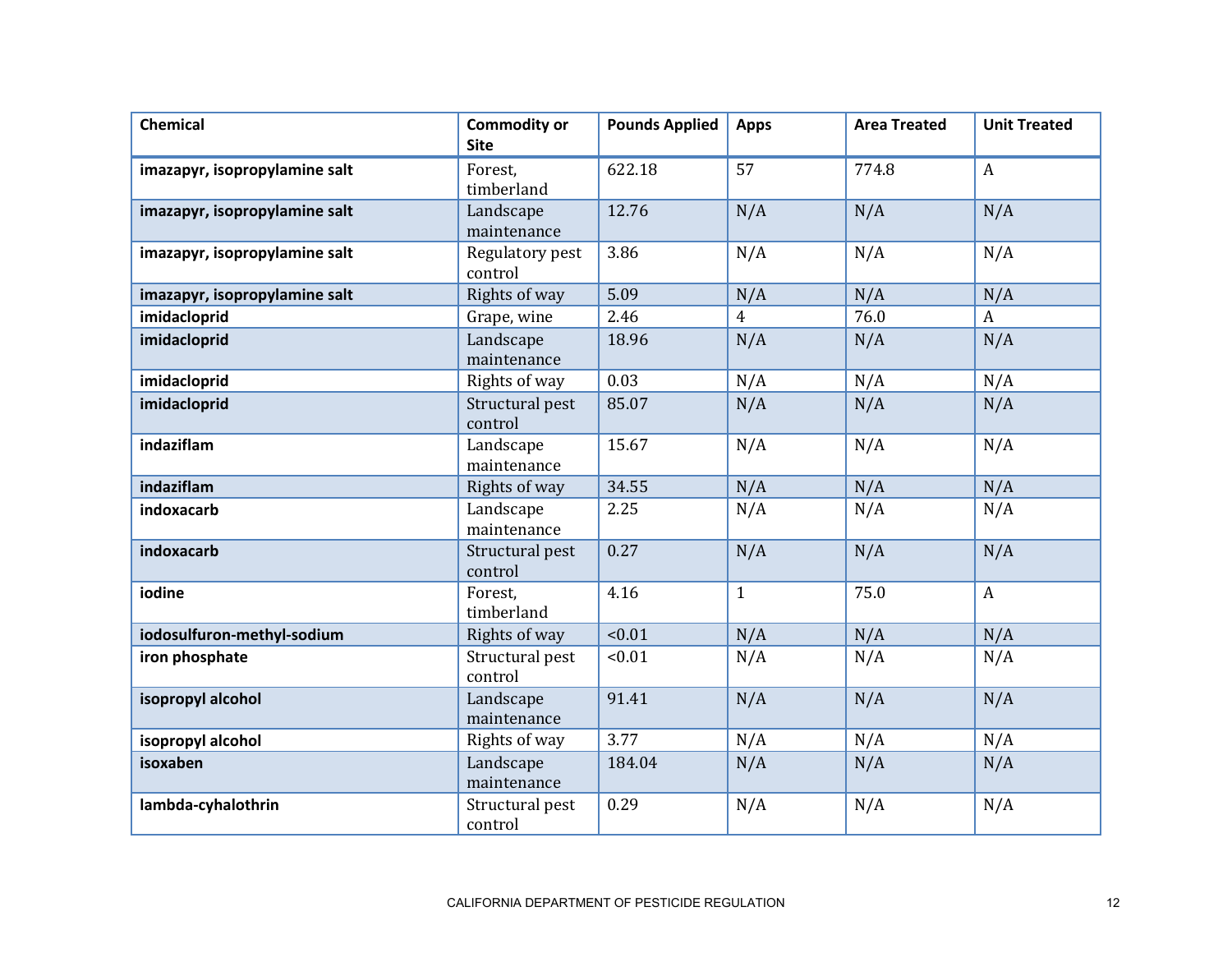| Chemical | Commodity or Site | Pounds Applied | Apps | Area Treated | Unit Treated |
|---|---|---|---|---|---|
| **imazapyr, isopropylamine salt** | Forest, timberland | 622.18 | 57 | 774.8 | A |
| **imazapyr, isopropylamine salt** | Landscape maintenance | 12.76 | N/A | N/A | N/A |
| **imazapyr, isopropylamine salt** | Regulatory pest control | 3.86 | N/A | N/A | N/A |
| **imazapyr, isopropylamine salt** | Rights of way | 5.09 | N/A | N/A | N/A |
| **imidacloprid** | Grape, wine | 2.46 | 4 | 76.0 | A |
| **imidacloprid** | Landscape maintenance | 18.96 | N/A | N/A | N/A |
| **imidacloprid** | Rights of way | 0.03 | N/A | N/A | N/A |
| **imidacloprid** | Structural pest control | 85.07 | N/A | N/A | N/A |
| **indaziflam** | Landscape maintenance | 15.67 | N/A | N/A | N/A |
| **indaziflam** | Rights of way | 34.55 | N/A | N/A | N/A |
| **indoxacarb** | Landscape maintenance | 2.25 | N/A | N/A | N/A |
| **indoxacarb** | Structural pest control | 0.27 | N/A | N/A | N/A |
| **iodine** | Forest, timberland | 4.16 | 1 | 75.0 | A |
| **iodosulfuron-methyl-sodium** | Rights of way | <0.01 | N/A | N/A | N/A |
| **iron phosphate** | Structural pest control | <0.01 | N/A | N/A | N/A |
| **isopropyl alcohol** | Landscape maintenance | 91.41 | N/A | N/A | N/A |
| **isopropyl alcohol** | Rights of way | 3.77 | N/A | N/A | N/A |
| **isoxaben** | Landscape maintenance | 184.04 | N/A | N/A | N/A |
| **lambda-cyhalothrin** | Structural pest control | 0.29 | N/A | N/A | N/A |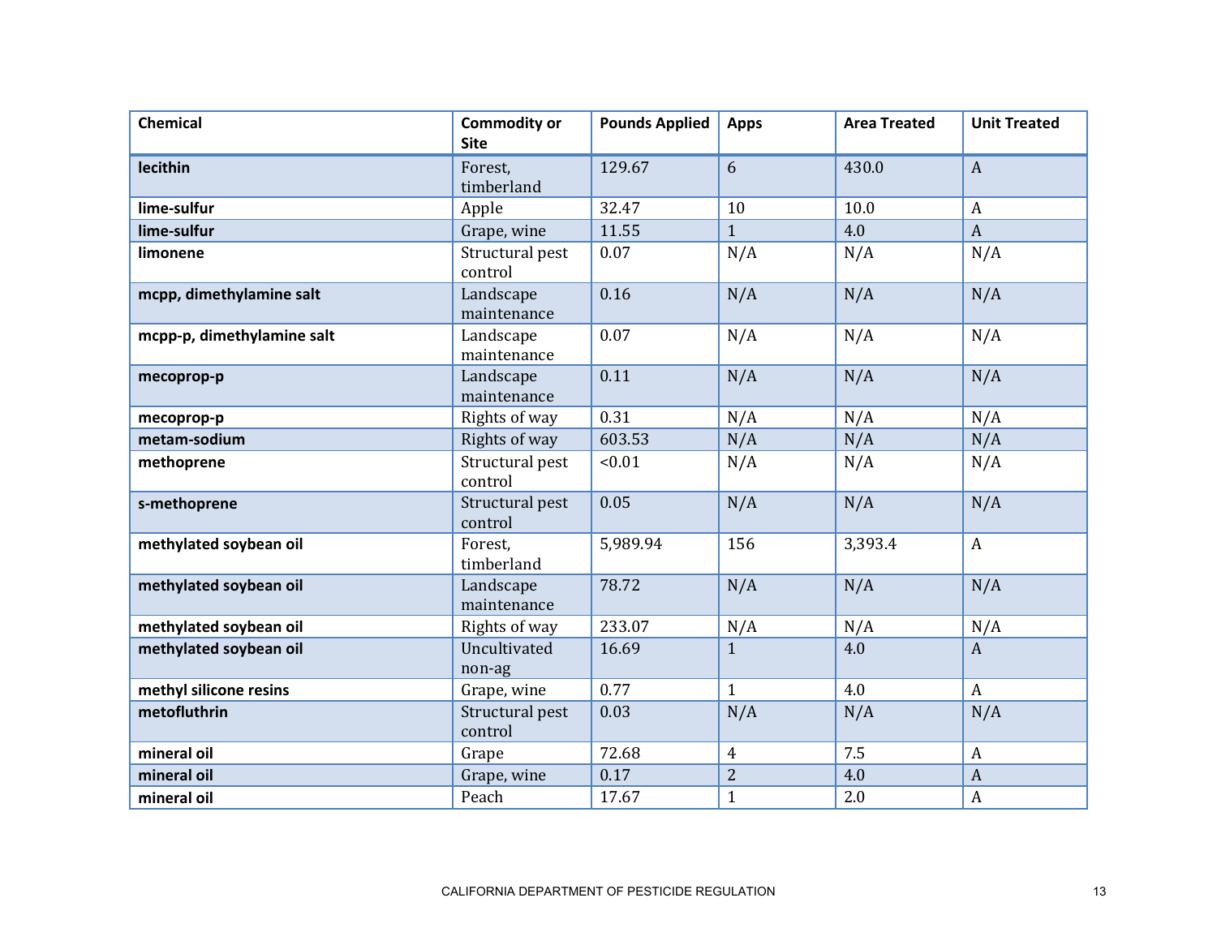| Chemical | Commodity or Site | Pounds Applied | Apps | Area Treated | Unit Treated |
|---|---|---|---|---|---|
| **lecithin** | Forest, timberland | 129.67 | 6 | 430.0 | A |
| **lime-sulfur** | Apple | 32.47 | 10 | 10.0 | A |
| **lime-sulfur** | Grape, wine | 11.55 | 1 | 4.0 | A |
| **limonene** | Structural pest control | 0.07 | N/A | N/A | N/A |
| **mcpp, dimethylamine salt** | Landscape maintenance | 0.16 | N/A | N/A | N/A |
| **mcpp-p, dimethylamine salt** | Landscape maintenance | 0.07 | N/A | N/A | N/A |
| **mecoprop-p** | Landscape maintenance | 0.11 | N/A | N/A | N/A |
| **mecoprop-p** | Rights of way | 0.31 | N/A | N/A | N/A |
| **metam-sodium** | Rights of way | 603.53 | N/A | N/A | N/A |
| **methoprene** | Structural pest control | <0.01 | N/A | N/A | N/A |
| **s-methoprene** | Structural pest control | 0.05 | N/A | N/A | N/A |
| **methylated soybean oil** | Forest, timberland | 5,989.94 | 156 | 3,393.4 | A |
| **methylated soybean oil** | Landscape maintenance | 78.72 | N/A | N/A | N/A |
| **methylated soybean oil** | Rights of way | 233.07 | N/A | N/A | N/A |
| **methylated soybean oil** | Uncultivated non-ag | 16.69 | 1 | 4.0 | A |
| **methyl silicone resins** | Grape, wine | 0.77 | 1 | 4.0 | A |
| **metofluthrin** | Structural pest control | 0.03 | N/A | N/A | N/A |
| **mineral oil** | Grape | 72.68 | 4 | 7.5 | A |
| **mineral oil** | Grape, wine | 0.17 | 2 | 4.0 | A |
| **mineral oil** | Peach | 17.67 | 1 | 2.0 | A |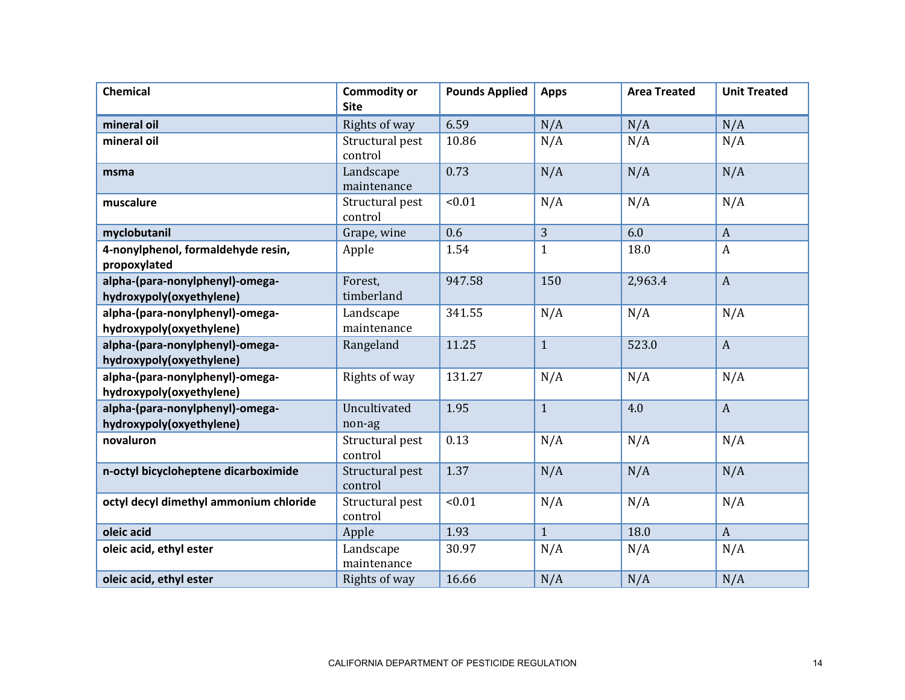| Chemical | Commodity or Site | Pounds Applied | Apps | Area Treated | Unit Treated |
|---|---|---|---|---|---|
| **mineral oil** | Rights of way | 6.59 | N/A | N/A | N/A |
| **mineral oil** | Structural pest control | 10.86 | N/A | N/A | N/A |
| **msma** | Landscape maintenance | 0.73 | N/A | N/A | N/A |
| **muscalure** | Structural pest control | <0.01 | N/A | N/A | N/A |
| **myclobutanil** | Grape, wine | 0.6 | 3 | 6.0 | A |
| **4-nonylphenol, formaldehyde resin, propoxylated** | Apple | 1.54 | 1 | 18.0 | A |
| **alpha-(para-nonylphenyl)-omega-hydroxypoly(oxyethylene)** | Forest, timberland | 947.58 | 150 | 2,963.4 | A |
| **alpha-(para-nonylphenyl)-omega-hydroxypoly(oxyethylene)** | Landscape maintenance | 341.55 | N/A | N/A | N/A |
| **alpha-(para-nonylphenyl)-omega-hydroxypoly(oxyethylene)** | Rangeland | 11.25 | 1 | 523.0 | A |
| **alpha-(para-nonylphenyl)-omega-hydroxypoly(oxyethylene)** | Rights of way | 131.27 | N/A | N/A | N/A |
| **alpha-(para-nonylphenyl)-omega-hydroxypoly(oxyethylene)** | Uncultivated non-ag | 1.95 | 1 | 4.0 | A |
| **novaluron** | Structural pest control | 0.13 | N/A | N/A | N/A |
| **n-octyl bicycloheptene dicarboximide** | Structural pest control | 1.37 | N/A | N/A | N/A |
| **octyl decyl dimethyl ammonium chloride** | Structural pest control | <0.01 | N/A | N/A | N/A |
| **oleic acid** | Apple | 1.93 | 1 | 18.0 | A |
| **oleic acid, ethyl ester** | Landscape maintenance | 30.97 | N/A | N/A | N/A |
| **oleic acid, ethyl ester** | Rights of way | 16.66 | N/A | N/A | N/A |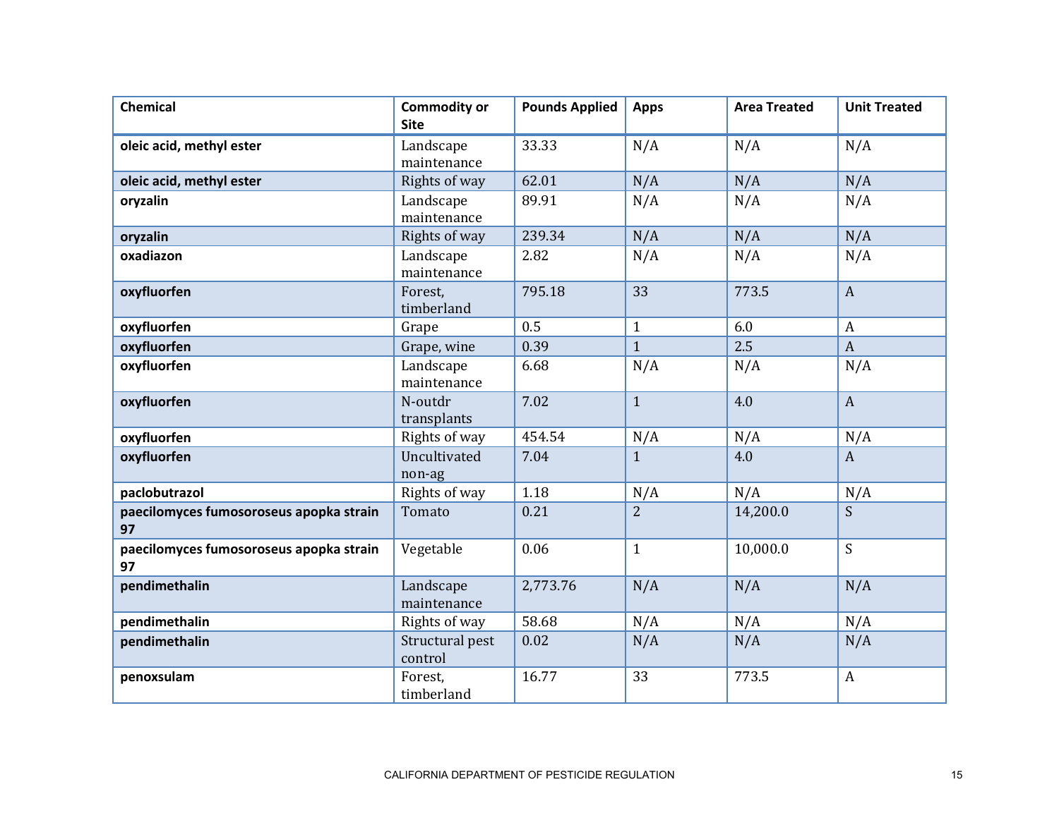| Chemical | Commodity or Site | Pounds Applied | Apps | Area Treated | Unit Treated |
|---|---|---|---|---|---|
| **oleic acid, methyl ester** | Landscape maintenance | 33.33 | N/A | N/A | N/A |
| **oleic acid, methyl ester** | Rights of way | 62.01 | N/A | N/A | N/A |
| **oryzalin** | Landscape maintenance | 89.91 | N/A | N/A | N/A |
| **oryzalin** | Rights of way | 239.34 | N/A | N/A | N/A |
| **oxadiazon** | Landscape maintenance | 2.82 | N/A | N/A | N/A |
| **oxyfluorfen** | Forest, timberland | 795.18 | 33 | 773.5 | A |
| **oxyfluorfen** | Grape | 0.5 | 1 | 6.0 | A |
| **oxyfluorfen** | Grape, wine | 0.39 | 1 | 2.5 | A |
| **oxyfluorfen** | Landscape maintenance | 6.68 | N/A | N/A | N/A |
| **oxyfluorfen** | N-outdr transplants | 7.02 | 1 | 4.0 | A |
| **oxyfluorfen** | Rights of way | 454.54 | N/A | N/A | N/A |
| **oxyfluorfen** | Uncultivated non-ag | 7.04 | 1 | 4.0 | A |
| **paclobutrazol** | Rights of way | 1.18 | N/A | N/A | N/A |
| **paecilomyces fumosoroseus apopka strain 97** | Tomato | 0.21 | 2 | 14,200.0 | S |
| **paecilomyces fumosoroseus apopka strain 97** | Vegetable | 0.06 | 1 | 10,000.0 | S |
| **pendimethalin** | Landscape maintenance | 2,773.76 | N/A | N/A | N/A |
| **pendimethalin** | Rights of way | 58.68 | N/A | N/A | N/A |
| **pendimethalin** | Structural pest control | 0.02 | N/A | N/A | N/A |
| **penoxsulam** | Forest, timberland | 16.77 | 33 | 773.5 | A |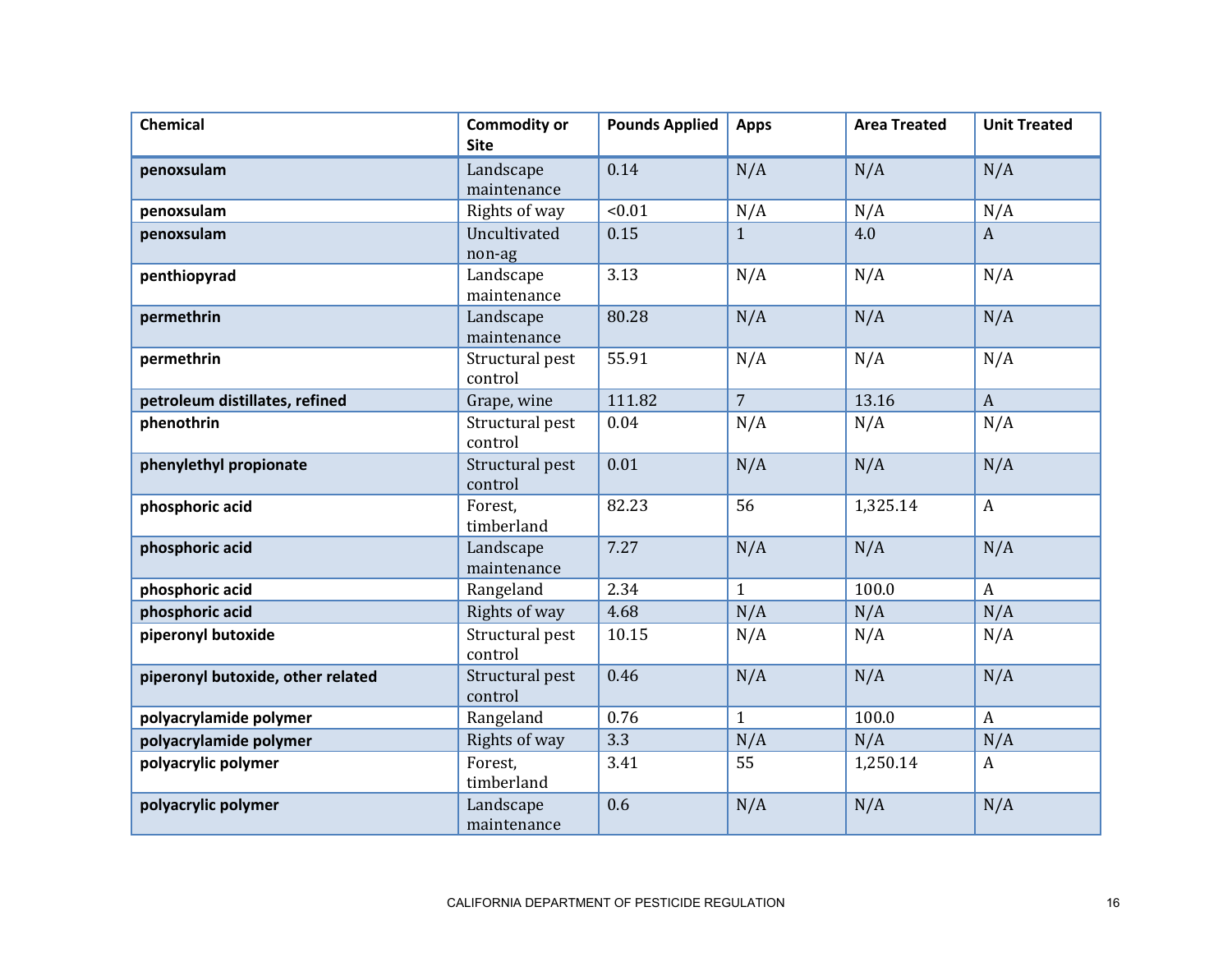| Chemical | Commodity or Site | Pounds Applied | Apps | Area Treated | Unit Treated |
|---|---|---|---|---|---|
| **penoxsulam** | Landscape maintenance | 0.14 | N/A | N/A | N/A |
| **penoxsulam** | Rights of way | <0.01 | N/A | N/A | N/A |
| **penoxsulam** | Uncultivated non-ag | 0.15 | 1 | 4.0 | A |
| **penthiopyrad** | Landscape maintenance | 3.13 | N/A | N/A | N/A |
| **permethrin** | Landscape maintenance | 80.28 | N/A | N/A | N/A |
| **permethrin** | Structural pest control | 55.91 | N/A | N/A | N/A |
| **petroleum distillates, refined** | Grape, wine | 111.82 | 7 | 13.16 | A |
| **phenothrin** | Structural pest control | 0.04 | N/A | N/A | N/A |
| **phenylethyl propionate** | Structural pest control | 0.01 | N/A | N/A | N/A |
| **phosphoric acid** | Forest, timberland | 82.23 | 56 | 1,325.14 | A |
| **phosphoric acid** | Landscape maintenance | 7.27 | N/A | N/A | N/A |
| **phosphoric acid** | Rangeland | 2.34 | 1 | 100.0 | A |
| **phosphoric acid** | Rights of way | 4.68 | N/A | N/A | N/A |
| **piperonyl butoxide** | Structural pest control | 10.15 | N/A | N/A | N/A |
| **piperonyl butoxide, other related** | Structural pest control | 0.46 | N/A | N/A | N/A |
| **polyacrylamide polymer** | Rangeland | 0.76 | 1 | 100.0 | A |
| **polyacrylamide polymer** | Rights of way | 3.3 | N/A | N/A | N/A |
| **polyacrylic polymer** | Forest, timberland | 3.41 | 55 | 1,250.14 | A |
| **polyacrylic polymer** | Landscape maintenance | 0.6 | N/A | N/A | N/A |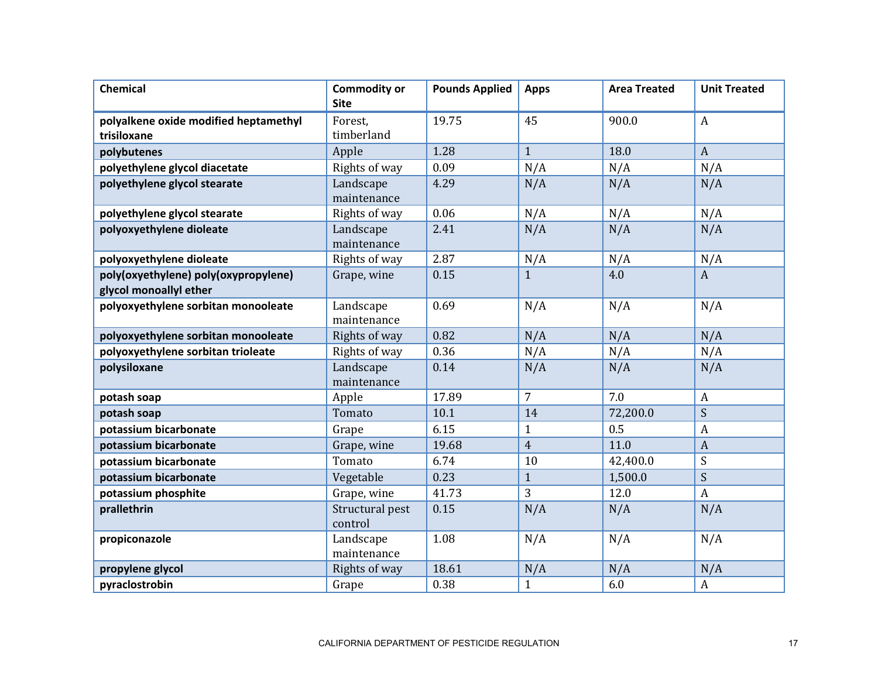| Chemical | Commodity or Site | Pounds Applied | Apps | Area Treated | Unit Treated |
|---|---|---|---|---|---|
| **polyalkene oxide modified heptamethyl trisiloxane** | Forest, timberland | 19.75 | 45 | 900.0 | A |
| **polybutenes** | Apple | 1.28 | 1 | 18.0 | A |
| **polyethylene glycol diacetate** | Rights of way | 0.09 | N/A | N/A | N/A |
| **polyethylene glycol stearate** | Landscape maintenance | 4.29 | N/A | N/A | N/A |
| **polyethylene glycol stearate** | Rights of way | 0.06 | N/A | N/A | N/A |
| **polyoxyethylene dioleate** | Landscape maintenance | 2.41 | N/A | N/A | N/A |
| **polyoxyethylene dioleate** | Rights of way | 2.87 | N/A | N/A | N/A |
| **poly(oxyethylene) poly(oxypropylene) glycol monoallyl ether** | Grape, wine | 0.15 | 1 | 4.0 | A |
| **polyoxyethylene sorbitan monooleate** | Landscape maintenance | 0.69 | N/A | N/A | N/A |
| **polyoxyethylene sorbitan monooleate** | Rights of way | 0.82 | N/A | N/A | N/A |
| **polyoxyethylene sorbitan trioleate** | Rights of way | 0.36 | N/A | N/A | N/A |
| **polysiloxane** | Landscape maintenance | 0.14 | N/A | N/A | N/A |
| **potash soap** | Apple | 17.89 | 7 | 7.0 | A |
| **potash soap** | Tomato | 10.1 | 14 | 72,200.0 | S |
| **potassium bicarbonate** | Grape | 6.15 | 1 | 0.5 | A |
| **potassium bicarbonate** | Grape, wine | 19.68 | 4 | 11.0 | A |
| **potassium bicarbonate** | Tomato | 6.74 | 10 | 42,400.0 | S |
| **potassium bicarbonate** | Vegetable | 0.23 | 1 | 1,500.0 | S |
| **potassium phosphite** | Grape, wine | 41.73 | 3 | 12.0 | A |
| **prallethrin** | Structural pest control | 0.15 | N/A | N/A | N/A |
| **propiconazole** | Landscape maintenance | 1.08 | N/A | N/A | N/A |
| **propylene glycol** | Rights of way | 18.61 | N/A | N/A | N/A |
| **pyraclostrobin** | Grape | 0.38 | 1 | 6.0 | A |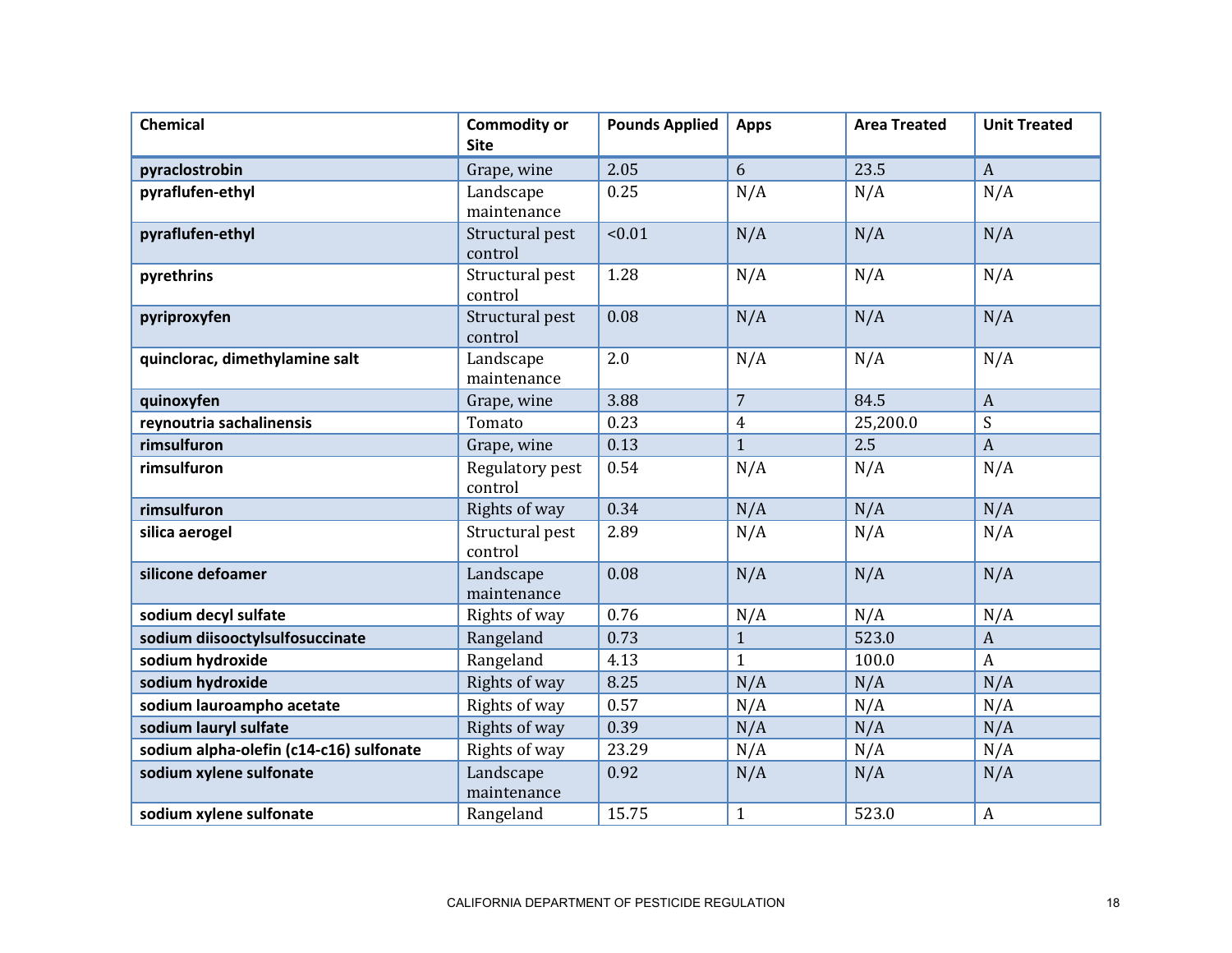| Chemical | Commodity or Site | Pounds Applied | Apps | Area Treated | Unit Treated |
|---|---|---|---|---|---|
| **pyraclostrobin** | Grape, wine | 2.05 | 6 | 23.5 | A |
| **pyraflufen-ethyl** | Landscape maintenance | 0.25 | N/A | N/A | N/A |
| **pyraflufen-ethyl** | Structural pest control | <0.01 | N/A | N/A | N/A |
| **pyrethrins** | Structural pest control | 1.28 | N/A | N/A | N/A |
| **pyriproxyfen** | Structural pest control | 0.08 | N/A | N/A | N/A |
| **quinclorac, dimethylamine salt** | Landscape maintenance | 2.0 | N/A | N/A | N/A |
| **quinoxyfen** | Grape, wine | 3.88 | 7 | 84.5 | A |
| **reynoutria sachalinensis** | Tomato | 0.23 | 4 | 25,200.0 | S |
| **rimsulfuron** | Grape, wine | 0.13 | 1 | 2.5 | A |
| **rimsulfuron** | Regulatory pest control | 0.54 | N/A | N/A | N/A |
| **rimsulfuron** | Rights of way | 0.34 | N/A | N/A | N/A |
| **silica aerogel** | Structural pest control | 2.89 | N/A | N/A | N/A |
| **silicone defoamer** | Landscape maintenance | 0.08 | N/A | N/A | N/A |
| **sodium decyl sulfate** | Rights of way | 0.76 | N/A | N/A | N/A |
| **sodium diisooctylsulfosuccinate** | Rangeland | 0.73 | 1 | 523.0 | A |
| **sodium hydroxide** | Rangeland | 4.13 | 1 | 100.0 | A |
| **sodium hydroxide** | Rights of way | 8.25 | N/A | N/A | N/A |
| **sodium lauroampho acetate** | Rights of way | 0.57 | N/A | N/A | N/A |
| **sodium lauryl sulfate** | Rights of way | 0.39 | N/A | N/A | N/A |
| **sodium alpha-olefin (c14-c16) sulfonate** | Rights of way | 23.29 | N/A | N/A | N/A |
| **sodium xylene sulfonate** | Landscape maintenance | 0.92 | N/A | N/A | N/A |
| **sodium xylene sulfonate** | Rangeland | 15.75 | 1 | 523.0 | A |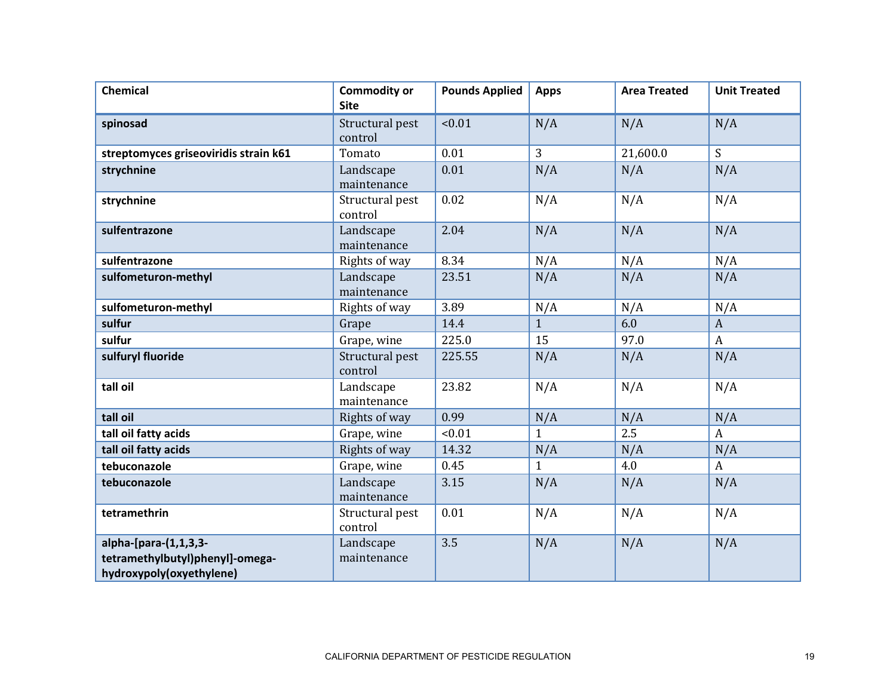| Chemical | Commodity or Site | Pounds Applied | Apps | Area Treated | Unit Treated |
|---|---|---|---|---|---|
| **spinosad** | Structural pest control | <0.01 | N/A | N/A | N/A |
| **streptomyces griseoviridis strain k61** | Tomato | 0.01 | 3 | 21,600.0 | S |
| **strychnine** | Landscape maintenance | 0.01 | N/A | N/A | N/A |
| **strychnine** | Structural pest control | 0.02 | N/A | N/A | N/A |
| **sulfentrazone** | Landscape maintenance | 2.04 | N/A | N/A | N/A |
| **sulfentrazone** | Rights of way | 8.34 | N/A | N/A | N/A |
| **sulfometuron-methyl** | Landscape maintenance | 23.51 | N/A | N/A | N/A |
| **sulfometuron-methyl** | Rights of way | 3.89 | N/A | N/A | N/A |
| **sulfur** | Grape | 14.4 | 1 | 6.0 | A |
| **sulfur** | Grape, wine | 225.0 | 15 | 97.0 | A |
| **sulfuryl fluoride** | Structural pest control | 225.55 | N/A | N/A | N/A |
| **tall oil** | Landscape maintenance | 23.82 | N/A | N/A | N/A |
| **tall oil** | Rights of way | 0.99 | N/A | N/A | N/A |
| **tall oil fatty acids** | Grape, wine | <0.01 | 1 | 2.5 | A |
| **tall oil fatty acids** | Rights of way | 14.32 | N/A | N/A | N/A |
| **tebuconazole** | Grape, wine | 0.45 | 1 | 4.0 | A |
| **tebuconazole** | Landscape maintenance | 3.15 | N/A | N/A | N/A |
| **tetramethrin** | Structural pest control | 0.01 | N/A | N/A | N/A |
| **alpha-[para-(1,1,3,3-tetramethylbutyl)phenyl]-omega-hydroxypoly(oxyethylene)** | Landscape maintenance | 3.5 | N/A | N/A | N/A |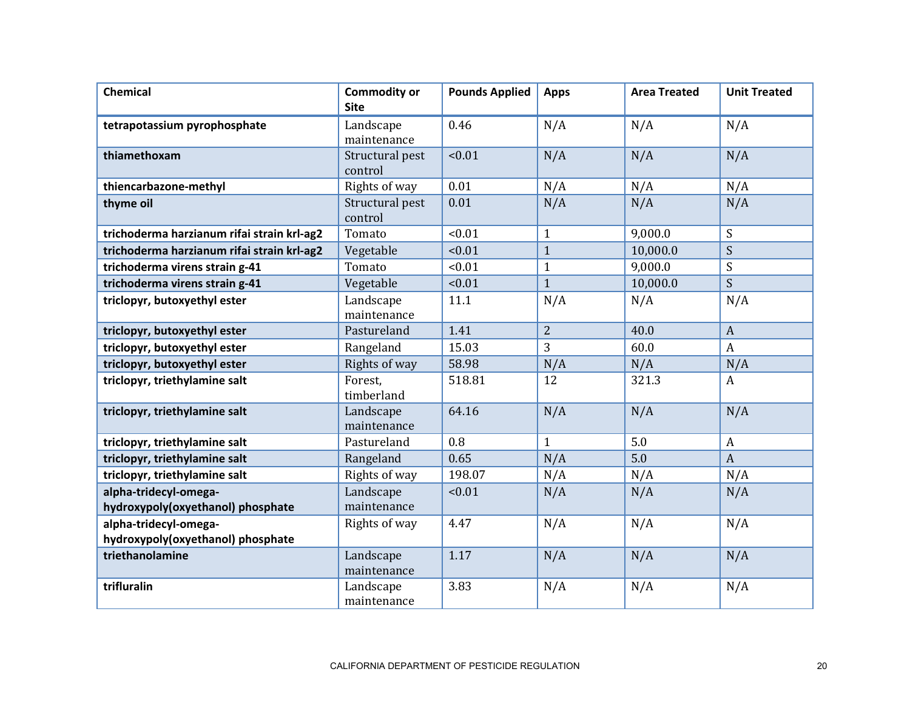| Chemical | Commodity or Site | Pounds Applied | Apps | Area Treated | Unit Treated |
|---|---|---|---|---|---|
| **tetrapotassium pyrophosphate** | Landscape maintenance | 0.46 | N/A | N/A | N/A |
| **thiamethoxam** | Structural pest control | <0.01 | N/A | N/A | N/A |
| **thiencarbazone-methyl** | Rights of way | 0.01 | N/A | N/A | N/A |
| **thyme oil** | Structural pest control | 0.01 | N/A | N/A | N/A |
| **trichoderma harzianum rifai strain krl-ag2** | Tomato | <0.01 | 1 | 9,000.0 | S |
| **trichoderma harzianum rifai strain krl-ag2** | Vegetable | <0.01 | 1 | 10,000.0 | S |
| **trichoderma virens strain g-41** | Tomato | <0.01 | 1 | 9,000.0 | S |
| **trichoderma virens strain g-41** | Vegetable | <0.01 | 1 | 10,000.0 | S |
| **triclopyr, butoxyethyl ester** | Landscape maintenance | 11.1 | N/A | N/A | N/A |
| **triclopyr, butoxyethyl ester** | Pastureland | 1.41 | 2 | 40.0 | A |
| **triclopyr, butoxyethyl ester** | Rangeland | 15.03 | 3 | 60.0 | A |
| **triclopyr, butoxyethyl ester** | Rights of way | 58.98 | N/A | N/A | N/A |
| **triclopyr, triethylamine salt** | Forest, timberland | 518.81 | 12 | 321.3 | A |
| **triclopyr, triethylamine salt** | Landscape maintenance | 64.16 | N/A | N/A | N/A |
| **triclopyr, triethylamine salt** | Pastureland | 0.8 | 1 | 5.0 | A |
| **triclopyr, triethylamine salt** | Rangeland | 0.65 | N/A | 5.0 | A |
| **triclopyr, triethylamine salt** | Rights of way | 198.07 | N/A | N/A | N/A |
| **alpha-tridecyl-omega-hydroxypoly(oxyethanol) phosphate** | Landscape maintenance | <0.01 | N/A | N/A | N/A |
| **alpha-tridecyl-omega-hydroxypoly(oxyethanol) phosphate** | Rights of way | 4.47 | N/A | N/A | N/A |
| **triethanolamine** | Landscape maintenance | 1.17 | N/A | N/A | N/A |
| **trifluralin** | Landscape maintenance | 3.83 | N/A | N/A | N/A |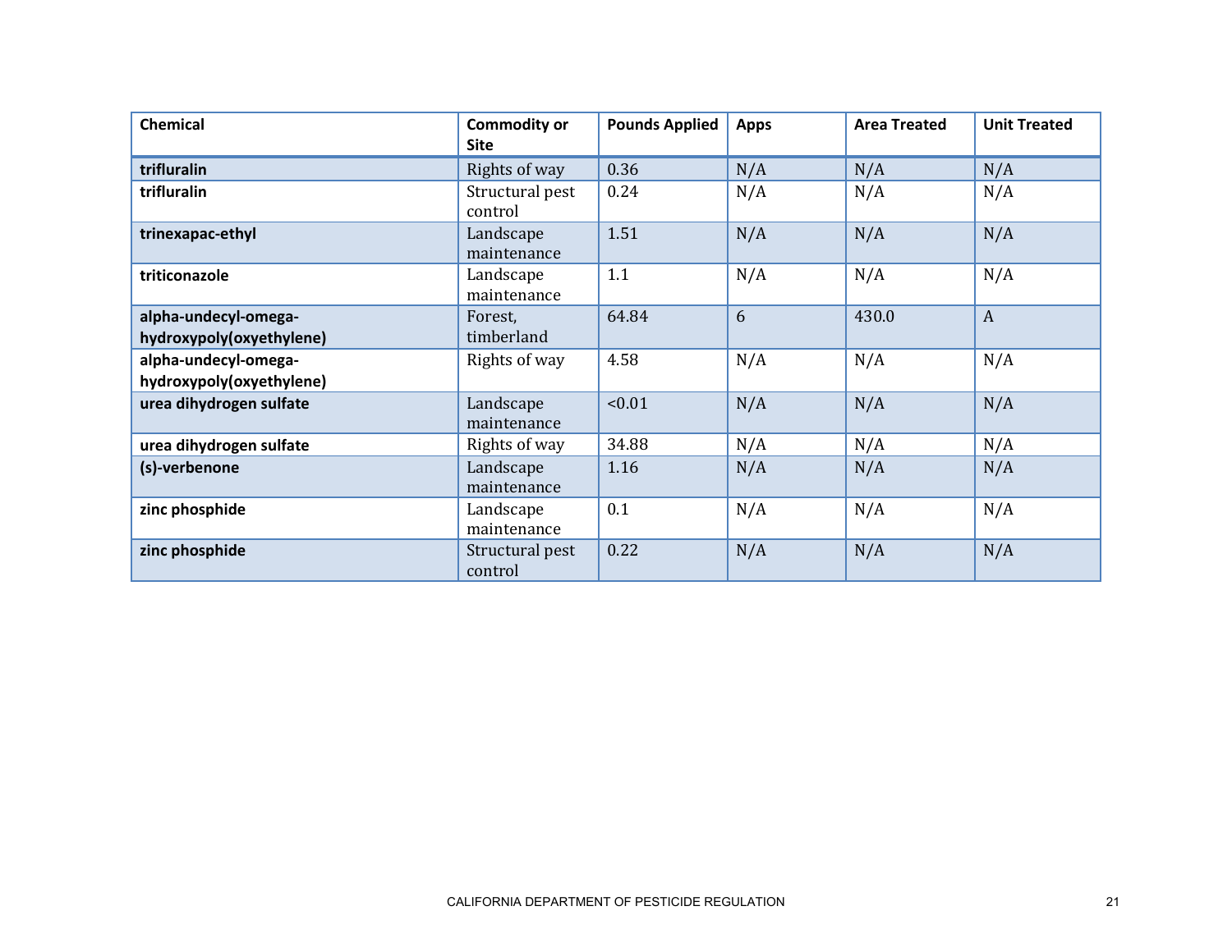| Chemical | Commodity or Site | Pounds Applied | Apps | Area Treated | Unit Treated |
| --- | --- | --- | --- | --- | --- |
| **trifluralin** | Rights of way | 0.36 | N/A | N/A | N/A |
| **trifluralin** | Structural pest control | 0.24 | N/A | N/A | N/A |
| **trinexapac-ethyl** | Landscape maintenance | 1.51 | N/A | N/A | N/A |
| **triticonazole** | Landscape maintenance | 1.1 | N/A | N/A | N/A |
| **alpha-undecyl-omega-hydroxypoly(oxyethylene)** | Forest, timberland | 64.84 | 6 | 430.0 | A |
| **alpha-undecyl-omega-hydroxypoly(oxyethylene)** | Rights of way | 4.58 | N/A | N/A | N/A |
| **urea dihydrogen sulfate** | Landscape maintenance | <0.01 | N/A | N/A | N/A |
| **urea dihydrogen sulfate** | Rights of way | 34.88 | N/A | N/A | N/A |
| **(s)-verbenone** | Landscape maintenance | 1.16 | N/A | N/A | N/A |
| **zinc phosphide** | Landscape maintenance | 0.1 | N/A | N/A | N/A |
| **zinc phosphide** | Structural pest control | 0.22 | N/A | N/A | N/A |